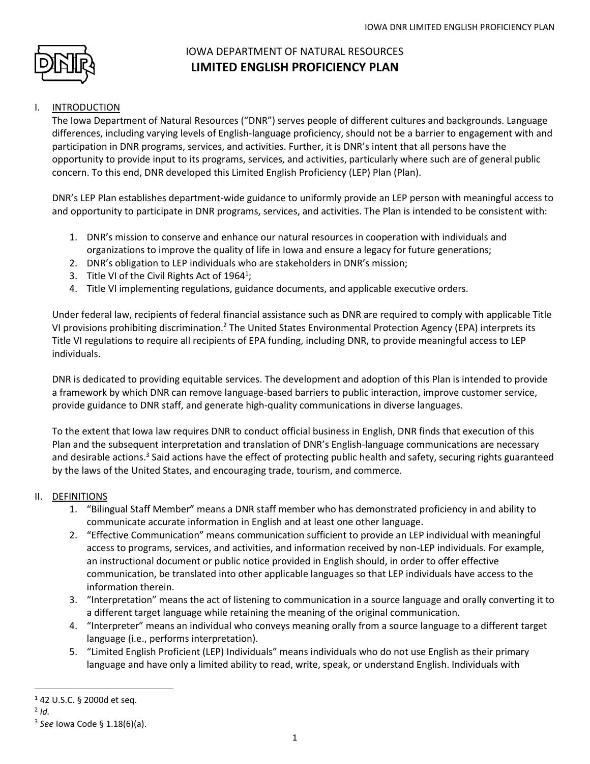# IOWA DEPARTMENT OF NATURAL RESOURCES
# LIMITED ENGLISH PROFICIENCY PLAN

## I. INTRODUCTION

The Iowa Department of Natural Resources ("DNR") serves people of different cultures and backgrounds. Language differences, including varying levels of English-language proficiency, should not be a barrier to engagement with and participation in DNR programs, services, and activities. Further, it is DNR's intent that all persons have the opportunity to provide input to its programs, services, and activities, particularly where such are of general public concern. To this end, DNR developed this Limited English Proficiency (LEP) Plan (Plan).

DNR's LEP Plan establishes department-wide guidance to uniformly provide an LEP person with meaningful access to and opportunity to participate in DNR programs, services, and activities. The Plan is intended to be consistent with:

1. DNR's mission to conserve and enhance our natural resources in cooperation with individuals and organizations to improve the quality of life in Iowa and ensure a legacy for future generations;
2. DNR's obligation to LEP individuals who are stakeholders in DNR's mission;
3. Title VI of the Civil Rights Act of 1964[1];
4. Title VI implementing regulations, guidance documents, and applicable executive orders.

Under federal law, recipients of federal financial assistance such as DNR are required to comply with applicable Title VI provisions prohibiting discrimination.[2] The United States Environmental Protection Agency (EPA) interprets its Title VI regulations to require all recipients of EPA funding, including DNR, to provide meaningful access to LEP individuals.

DNR is dedicated to providing equitable services. The development and adoption of this Plan is intended to provide a framework by which DNR can remove language-based barriers to public interaction, improve customer service, provide guidance to DNR staff, and generate high-quality communications in diverse languages.

To the extent that Iowa law requires DNR to conduct official business in English, DNR finds that execution of this Plan and the subsequent interpretation and translation of DNR's English-language communications are necessary and desirable actions.[3] Said actions have the effect of protecting public health and safety, securing rights guaranteed by the laws of the United States, and encouraging trade, tourism, and commerce.

## II. DEFINITIONS

1. "Bilingual Staff Member" means a DNR staff member who has demonstrated proficiency in and ability to communicate accurate information in English and at least one other language.
2. "Effective Communication" means communication sufficient to provide an LEP individual with meaningful access to programs, services, and activities, and information received by non-LEP individuals. For example, an instructional document or public notice provided in English should, in order to offer effective communication, be translated into other applicable languages so that LEP individuals have access to the information therein.
3. "Interpretation" means the act of listening to communication in a source language and orally converting it to a different target language while retaining the meaning of the original communication.
4. "Interpreter" means an individual who conveys meaning orally from a source language to a different target language (i.e., performs interpretation).
5. "Limited English Proficient (LEP) Individuals" means individuals who do not use English as their primary language and have only a limited ability to read, write, speak, or understand English. Individuals with

---

[1] 42 U.S.C. § 2000d et seq.

[2] *Id.*

[3] *See* Iowa Code § 1.18(6)(a).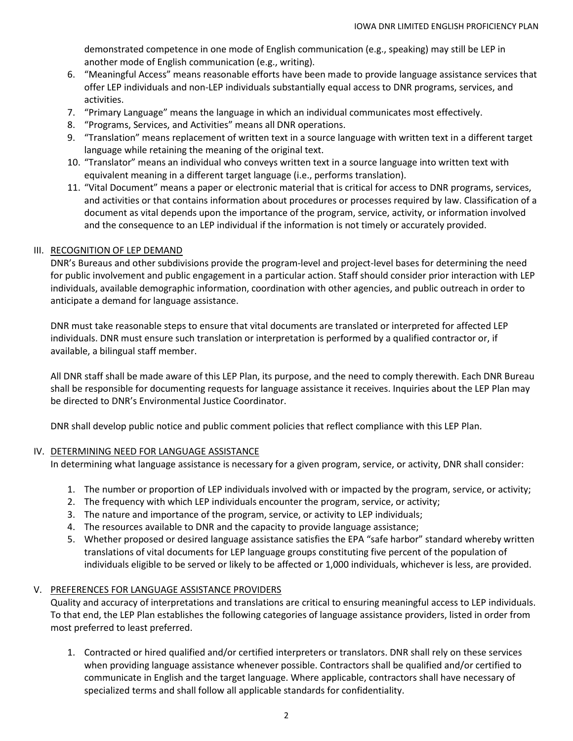demonstrated competence in one mode of English communication (e.g., speaking) may still be LEP in another mode of English communication (e.g., writing).

6. "Meaningful Access" means reasonable efforts have been made to provide language assistance services that offer LEP individuals and non-LEP individuals substantially equal access to DNR programs, services, and activities.
7. "Primary Language" means the language in which an individual communicates most effectively.
8. "Programs, Services, and Activities" means all DNR operations.
9. "Translation" means replacement of written text in a source language with written text in a different target language while retaining the meaning of the original text.
10. "Translator" means an individual who conveys written text in a source language into written text with equivalent meaning in a different target language (i.e., performs translation).
11. "Vital Document" means a paper or electronic material that is critical for access to DNR programs, services, and activities or that contains information about procedures or processes required by law. Classification of a document as vital depends upon the importance of the program, service, activity, or information involved and the consequence to an LEP individual if the information is not timely or accurately provided.

## III. RECOGNITION OF LEP DEMAND

DNR's Bureaus and other subdivisions provide the program-level and project-level bases for determining the need for public involvement and public engagement in a particular action. Staff should consider prior interaction with LEP individuals, available demographic information, coordination with other agencies, and public outreach in order to anticipate a demand for language assistance.

DNR must take reasonable steps to ensure that vital documents are translated or interpreted for affected LEP individuals. DNR must ensure such translation or interpretation is performed by a qualified contractor or, if available, a bilingual staff member.

All DNR staff shall be made aware of this LEP Plan, its purpose, and the need to comply therewith. Each DNR Bureau shall be responsible for documenting requests for language assistance it receives. Inquiries about the LEP Plan may be directed to DNR's Environmental Justice Coordinator.

DNR shall develop public notice and public comment policies that reflect compliance with this LEP Plan.

## IV. DETERMINING NEED FOR LANGUAGE ASSISTANCE

In determining what language assistance is necessary for a given program, service, or activity, DNR shall consider:

1. The number or proportion of LEP individuals involved with or impacted by the program, service, or activity;
2. The frequency with which LEP individuals encounter the program, service, or activity;
3. The nature and importance of the program, service, or activity to LEP individuals;
4. The resources available to DNR and the capacity to provide language assistance;
5. Whether proposed or desired language assistance satisfies the EPA "safe harbor" standard whereby written translations of vital documents for LEP language groups constituting five percent of the population of individuals eligible to be served or likely to be affected or 1,000 individuals, whichever is less, are provided.

## V. PREFERENCES FOR LANGUAGE ASSISTANCE PROVIDERS

Quality and accuracy of interpretations and translations are critical to ensuring meaningful access to LEP individuals. To that end, the LEP Plan establishes the following categories of language assistance providers, listed in order from most preferred to least preferred.

1. Contracted or hired qualified and/or certified interpreters or translators. DNR shall rely on these services when providing language assistance whenever possible. Contractors shall be qualified and/or certified to communicate in English and the target language. Where applicable, contractors shall have necessary of specialized terms and shall follow all applicable standards for confidentiality.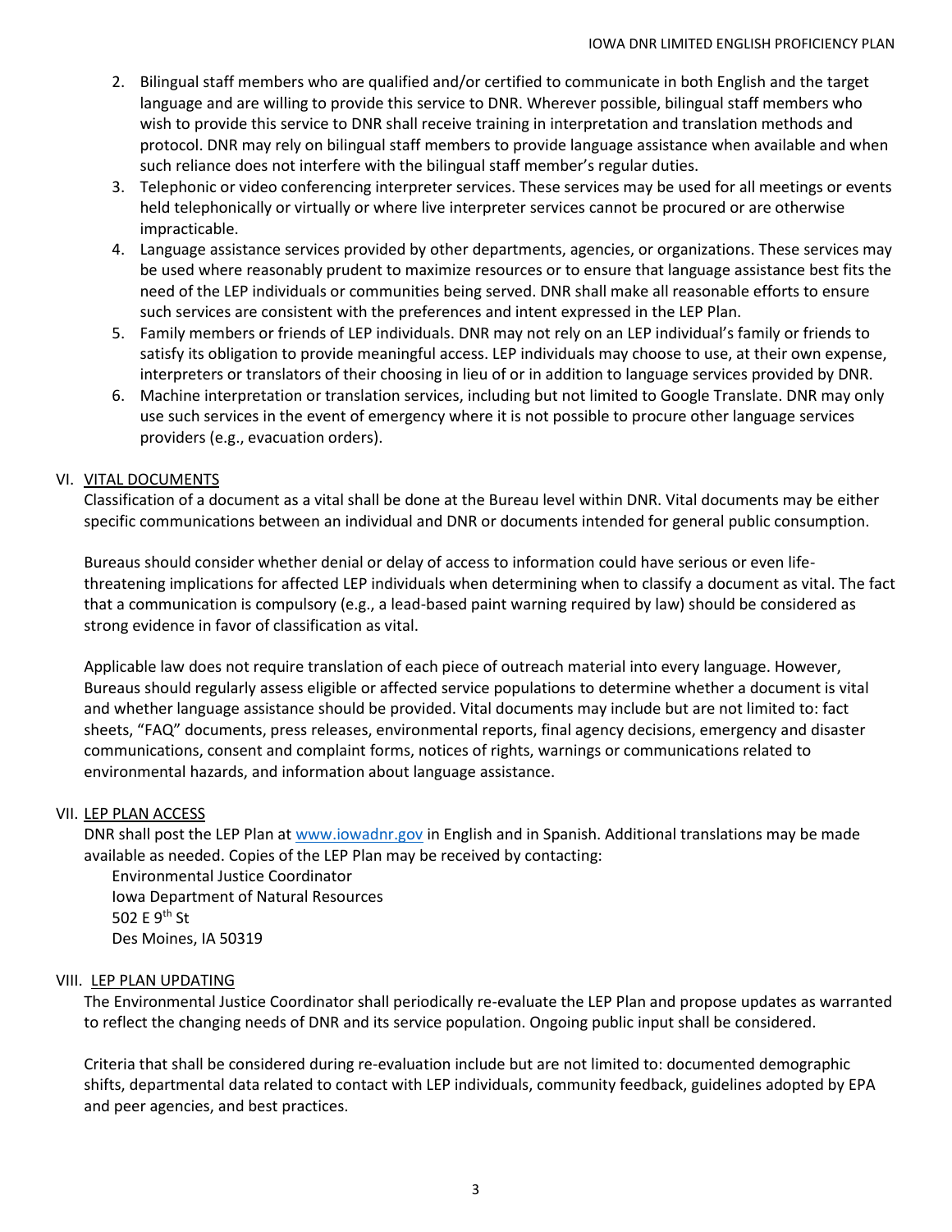2. Bilingual staff members who are qualified and/or certified to communicate in both English and the target language and are willing to provide this service to DNR. Wherever possible, bilingual staff members who wish to provide this service to DNR shall receive training in interpretation and translation methods and protocol. DNR may rely on bilingual staff members to provide language assistance when available and when such reliance does not interfere with the bilingual staff member's regular duties.
3. Telephonic or video conferencing interpreter services. These services may be used for all meetings or events held telephonically or virtually or where live interpreter services cannot be procured or are otherwise impracticable.
4. Language assistance services provided by other departments, agencies, or organizations. These services may be used where reasonably prudent to maximize resources or to ensure that language assistance best fits the need of the LEP individuals or communities being served. DNR shall make all reasonable efforts to ensure such services are consistent with the preferences and intent expressed in the LEP Plan.
5. Family members or friends of LEP individuals. DNR may not rely on an LEP individual's family or friends to satisfy its obligation to provide meaningful access. LEP individuals may choose to use, at their own expense, interpreters or translators of their choosing in lieu of or in addition to language services provided by DNR.
6. Machine interpretation or translation services, including but not limited to Google Translate. DNR may only use such services in the event of emergency where it is not possible to procure other language services providers (e.g., evacuation orders).

## VI. VITAL DOCUMENTS

Classification of a document as a vital shall be done at the Bureau level within DNR. Vital documents may be either specific communications between an individual and DNR or documents intended for general public consumption.

Bureaus should consider whether denial or delay of access to information could have serious or even life-threatening implications for affected LEP individuals when determining when to classify a document as vital. The fact that a communication is compulsory (e.g., a lead-based paint warning required by law) should be considered as strong evidence in favor of classification as vital.

Applicable law does not require translation of each piece of outreach material into every language. However, Bureaus should regularly assess eligible or affected service populations to determine whether a document is vital and whether language assistance should be provided. Vital documents may include but are not limited to: fact sheets, "FAQ" documents, press releases, environmental reports, final agency decisions, emergency and disaster communications, consent and complaint forms, notices of rights, warnings or communications related to environmental hazards, and information about language assistance.

## VII. LEP PLAN ACCESS

DNR shall post the LEP Plan at [www.iowadnr.gov](http://www.iowadnr.gov) in English and in Spanish. Additional translations may be made available as needed. Copies of the LEP Plan may be received by contacting:

Environmental Justice Coordinator
Iowa Department of Natural Resources
502 E 9th St
Des Moines, IA 50319

## VIII. LEP PLAN UPDATING

The Environmental Justice Coordinator shall periodically re-evaluate the LEP Plan and propose updates as warranted to reflect the changing needs of DNR and its service population. Ongoing public input shall be considered.

Criteria that shall be considered during re-evaluation include but are not limited to: documented demographic shifts, departmental data related to contact with LEP individuals, community feedback, guidelines adopted by EPA and peer agencies, and best practices.